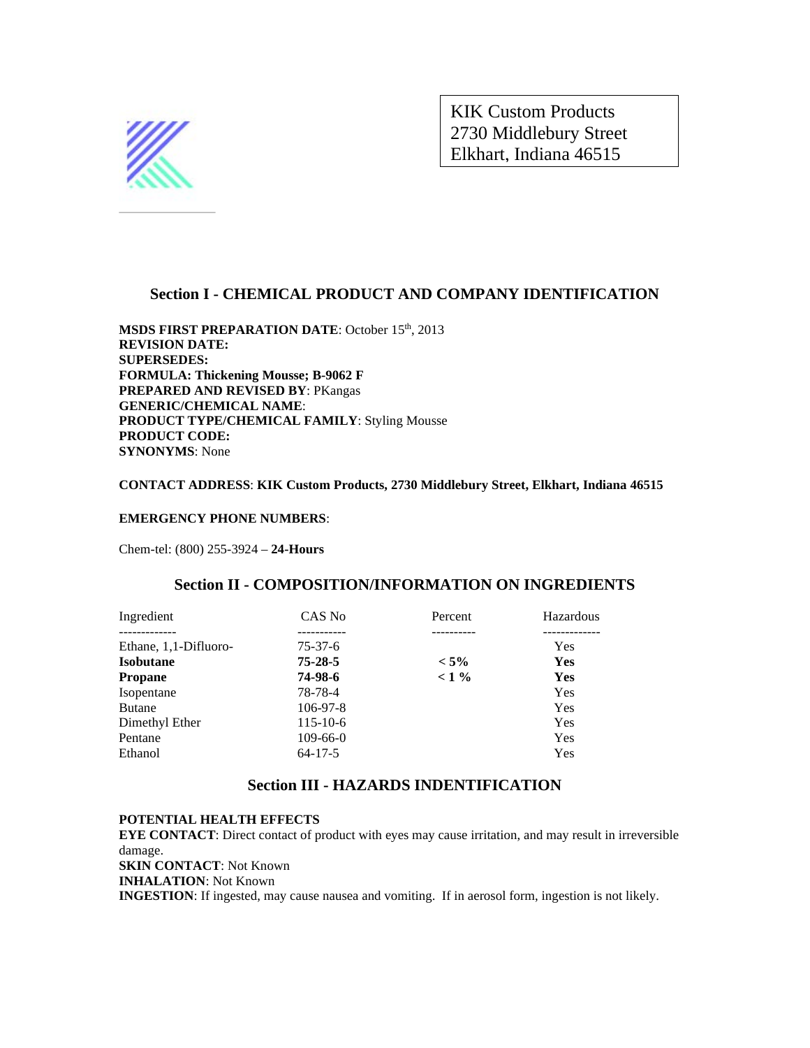KIK Custom Products
2730 Middlebury Street
Elkhart, Indiana 46515

## Section I - CHEMICAL PRODUCT AND COMPANY IDENTIFICATION

**MSDS FIRST PREPARATION DATE**: October 15th, 2013
**REVISION DATE:**
**SUPERSEDES:**
**FORMULA: Thickening Mousse; B-9062 F**
**PREPARED AND REVISED BY**: PKangas
**GENERIC/CHEMICAL NAME**:
**PRODUCT TYPE/CHEMICAL FAMILY**: Styling Mousse
**PRODUCT CODE:**
**SYNONYMS**: None

**CONTACT ADDRESS**: **KIK Custom Products, 2730 Middlebury Street, Elkhart, Indiana 46515**

**EMERGENCY PHONE NUMBERS**:

Chem-tel: (800) 255-3924 – **24-Hours**

## Section II - COMPOSITION/INFORMATION ON INGREDIENTS

| Ingredient | CAS No | Percent | Hazardous |
|---|---|---|---|
| Ethane, 1,1-Difluoro- | 75-37-6 | | Yes |
| **Isobutane** | **75-28-5** | **< 5%** | **Yes** |
| **Propane** | **74-98-6** | **< 1 %** | **Yes** |
| Isopentane | 78-78-4 | | Yes |
| Butane | 106-97-8 | | Yes |
| Dimethyl Ether | 115-10-6 | | Yes |
| Pentane | 109-66-0 | | Yes |
| Ethanol | 64-17-5 | | Yes |

## Section III - HAZARDS INDENTIFICATION

**POTENTIAL HEALTH EFFECTS**
**EYE CONTACT**: Direct contact of product with eyes may cause irritation, and may result in irreversible damage.
**SKIN CONTACT**: Not Known
**INHALATION**: Not Known
**INGESTION**: If ingested, may cause nausea and vomiting. If in aerosol form, ingestion is not likely.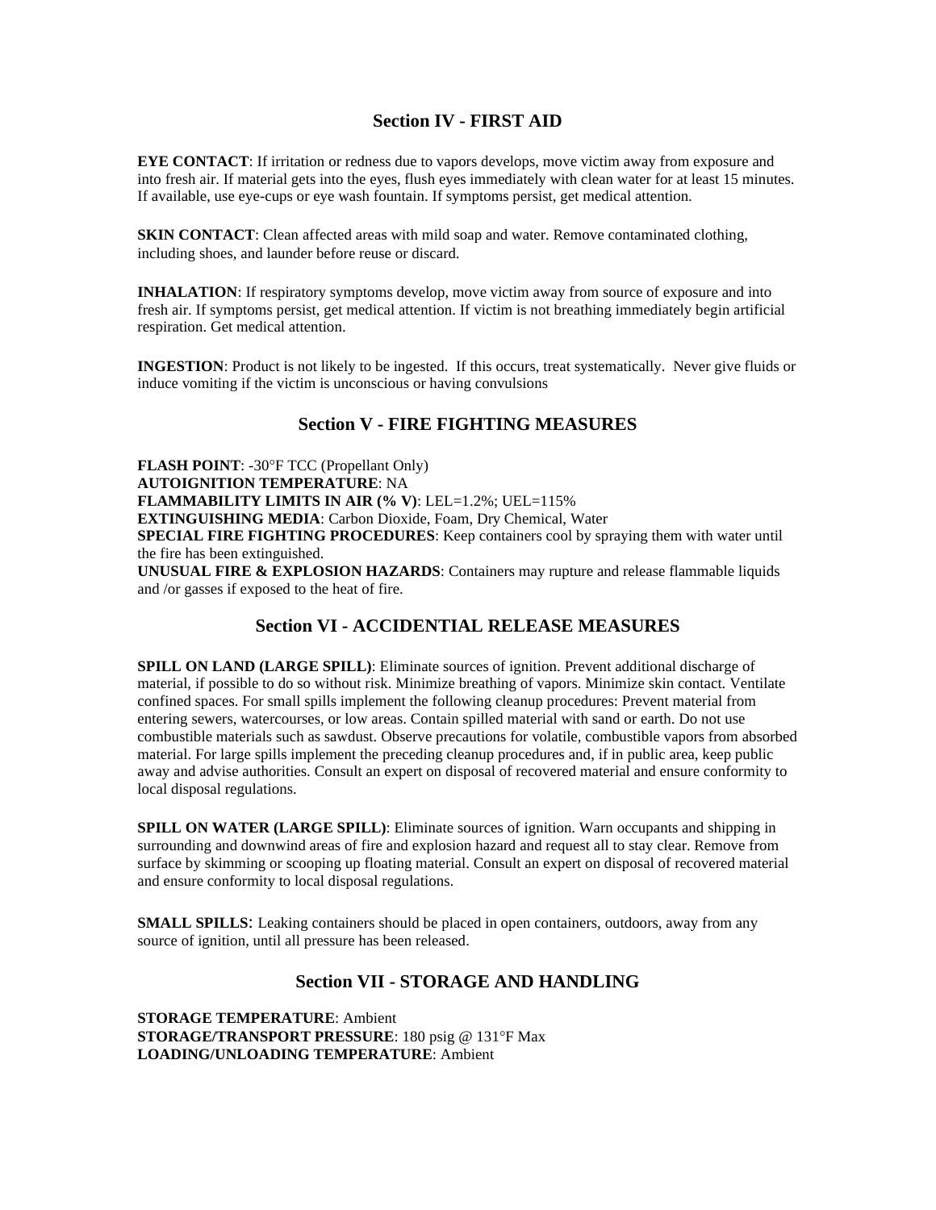## Section IV - FIRST AID

**EYE CONTACT**: If irritation or redness due to vapors develops, move victim away from exposure and into fresh air. If material gets into the eyes, flush eyes immediately with clean water for at least 15 minutes. If available, use eye-cups or eye wash fountain. If symptoms persist, get medical attention.

**SKIN CONTACT**: Clean affected areas with mild soap and water. Remove contaminated clothing, including shoes, and launder before reuse or discard.

**INHALATION**: If respiratory symptoms develop, move victim away from source of exposure and into fresh air. If symptoms persist, get medical attention. If victim is not breathing immediately begin artificial respiration. Get medical attention.

**INGESTION**: Product is not likely to be ingested. If this occurs, treat systematically. Never give fluids or induce vomiting if the victim is unconscious or having convulsions

## Section V - FIRE FIGHTING MEASURES

**FLASH POINT**: -30°F TCC (Propellant Only)
**AUTOIGNITION TEMPERATURE**: NA
**FLAMMABILITY LIMITS IN AIR (% V)**: LEL=1.2%; UEL=115%
**EXTINGUISHING MEDIA**: Carbon Dioxide, Foam, Dry Chemical, Water
**SPECIAL FIRE FIGHTING PROCEDURES**: Keep containers cool by spraying them with water until the fire has been extinguished.
**UNUSUAL FIRE & EXPLOSION HAZARDS**: Containers may rupture and release flammable liquids and /or gasses if exposed to the heat of fire.

## Section VI - ACCIDENTIAL RELEASE MEASURES

**SPILL ON LAND (LARGE SPILL)**: Eliminate sources of ignition. Prevent additional discharge of material, if possible to do so without risk. Minimize breathing of vapors. Minimize skin contact. Ventilate confined spaces. For small spills implement the following cleanup procedures: Prevent material from entering sewers, watercourses, or low areas. Contain spilled material with sand or earth. Do not use combustible materials such as sawdust. Observe precautions for volatile, combustible vapors from absorbed material. For large spills implement the preceding cleanup procedures and, if in public area, keep public away and advise authorities. Consult an expert on disposal of recovered material and ensure conformity to local disposal regulations.

**SPILL ON WATER (LARGE SPILL)**: Eliminate sources of ignition. Warn occupants and shipping in surrounding and downwind areas of fire and explosion hazard and request all to stay clear. Remove from surface by skimming or scooping up floating material. Consult an expert on disposal of recovered material and ensure conformity to local disposal regulations.

**SMALL SPILLS**: Leaking containers should be placed in open containers, outdoors, away from any source of ignition, until all pressure has been released.

## Section VII - STORAGE AND HANDLING

**STORAGE TEMPERATURE**: Ambient
**STORAGE/TRANSPORT PRESSURE**: 180 psig @ 131°F Max
**LOADING/UNLOADING TEMPERATURE**: Ambient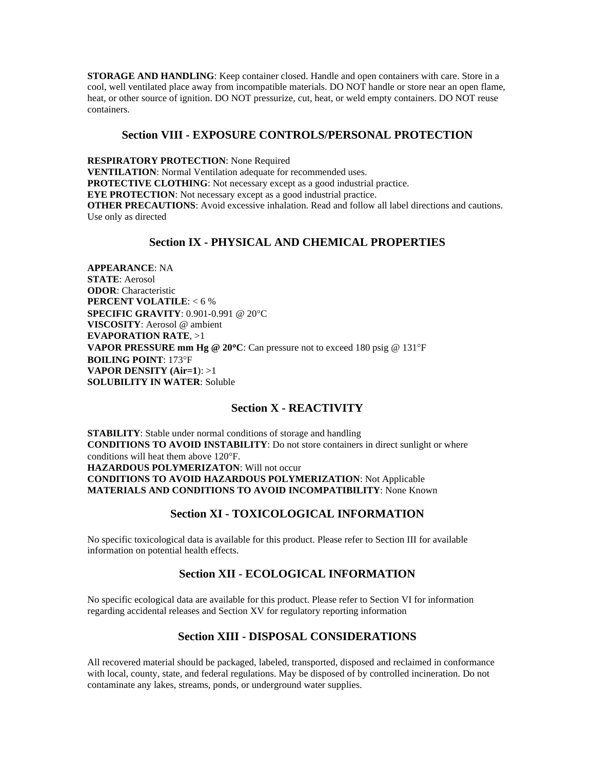**STORAGE AND HANDLING**: Keep container closed. Handle and open containers with care. Store in a cool, well ventilated place away from incompatible materials. DO NOT handle or store near an open flame, heat, or other source of ignition. DO NOT pressurize, cut, heat, or weld empty containers. DO NOT reuse containers.

## Section VIII - EXPOSURE CONTROLS/PERSONAL PROTECTION

**RESPIRATORY PROTECTION**: None Required
**VENTILATION**: Normal Ventilation adequate for recommended uses.
**PROTECTIVE CLOTHING**: Not necessary except as a good industrial practice.
**EYE PROTECTION**: Not necessary except as a good industrial practice.
**OTHER PRECAUTIONS**: Avoid excessive inhalation. Read and follow all label directions and cautions. Use only as directed

## Section IX - PHYSICAL AND CHEMICAL PROPERTIES

**APPEARANCE**: NA
**STATE**: Aerosol
**ODOR**: Characteristic
**PERCENT VOLATILE**: < 6 %
**SPECIFIC GRAVITY**: 0.901-0.991 @ 20°C
**VISCOSITY**: Aerosol @ ambient
**EVAPORATION RATE**, >1
**VAPOR PRESSURE mm Hg @ 20°C**: Can pressure not to exceed 180 psig @ 131°F
**BOILING POINT**: 173°F
**VAPOR DENSITY (Air=1)**: >1
**SOLUBILITY IN WATER**: Soluble

## Section X - REACTIVITY

**STABILITY**: Stable under normal conditions of storage and handling
**CONDITIONS TO AVOID INSTABILITY**: Do not store containers in direct sunlight or where conditions will heat them above 120°F.
**HAZARDOUS POLYMERIZATON**: Will not occur
**CONDITIONS TO AVOID HAZARDOUS POLYMERIZATION**: Not Applicable
**MATERIALS AND CONDITIONS TO AVOID INCOMPATIBILITY**: None Known

## Section XI - TOXICOLOGICAL INFORMATION

No specific toxicological data is available for this product. Please refer to Section III for available information on potential health effects.

## Section XII - ECOLOGICAL INFORMATION

No specific ecological data are available for this product. Please refer to Section VI for information regarding accidental releases and Section XV for regulatory reporting information

## Section XIII - DISPOSAL CONSIDERATIONS

All recovered material should be packaged, labeled, transported, disposed and reclaimed in conformance with local, county, state, and federal regulations. May be disposed of by controlled incineration. Do not contaminate any lakes, streams, ponds, or underground water supplies.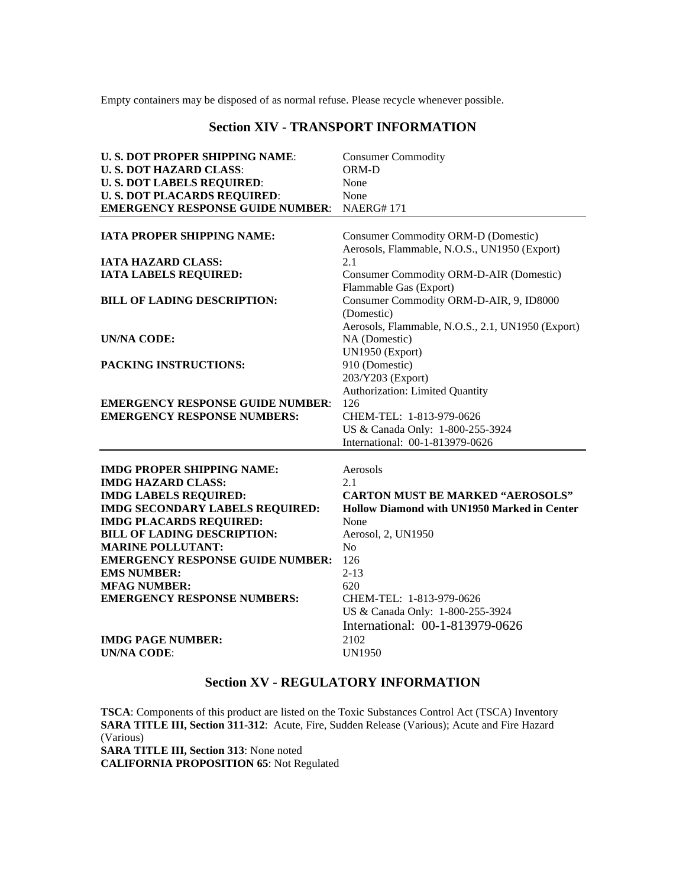Empty containers may be disposed of as normal refuse. Please recycle whenever possible.

## Section XIV - TRANSPORT INFORMATION

| | |
|---|---|
| **U. S. DOT PROPER SHIPPING NAME**: | Consumer Commodity |
| **U. S. DOT HAZARD CLASS**: | ORM-D |
| **U. S. DOT LABELS REQUIRED**: | None |
| **U. S. DOT PLACARDS REQUIRED**: | None |
| **EMERGENCY RESPONSE GUIDE NUMBER**: | NAERG# 171 |

| | |
|---|---|
| **IATA PROPER SHIPPING NAME:** | Consumer Commodity ORM-D (Domestic)<br>Aerosols, Flammable, N.O.S., UN1950 (Export) |
| **IATA HAZARD CLASS:** | 2.1 |
| **IATA LABELS REQUIRED:** | Consumer Commodity ORM-D-AIR (Domestic)<br>Flammable Gas (Export) |
| **BILL OF LADING DESCRIPTION:** | Consumer Commodity ORM-D-AIR, 9, ID8000 (Domestic)<br>Aerosols, Flammable, N.O.S., 2.1, UN1950 (Export) |
| **UN/NA CODE:** | NA (Domestic)<br>UN1950 (Export) |
| **PACKING INSTRUCTIONS:** | 910 (Domestic)<br>203/Y203 (Export)<br>Authorization: Limited Quantity |
| **EMERGENCY RESPONSE GUIDE NUMBER**: | 126 |
| **EMERGENCY RESPONSE NUMBERS:** | CHEM-TEL: 1-813-979-0626<br>US & Canada Only: 1-800-255-3924<br>International: 00-1-813979-0626 |

| | |
|---|---|
| **IMDG PROPER SHIPPING NAME:** | Aerosols |
| **IMDG HAZARD CLASS:** | 2.1 |
| **IMDG LABELS REQUIRED:** | **CARTON MUST BE MARKED "AEROSOLS"** |
| **IMDG SECONDARY LABELS REQUIRED:** | **Hollow Diamond with UN1950 Marked in Center** |
| **IMDG PLACARDS REQUIRED:** | None |
| **BILL OF LADING DESCRIPTION:** | Aerosol, 2, UN1950 |
| **MARINE POLLUTANT:** | No |
| **EMERGENCY RESPONSE GUIDE NUMBER:** | 126 |
| **EMS NUMBER:** | 2-13 |
| **MFAG NUMBER:** | 620 |
| **EMERGENCY RESPONSE NUMBERS:** | CHEM-TEL: 1-813-979-0626<br>US & Canada Only: 1-800-255-3924<br>International: 00-1-813979-0626 |
| **IMDG PAGE NUMBER:** | 2102 |
| **UN/NA CODE**: | UN1950 |

## Section XV - REGULATORY INFORMATION

**TSCA**: Components of this product are listed on the Toxic Substances Control Act (TSCA) Inventory
**SARA TITLE III, Section 311-312**: Acute, Fire, Sudden Release (Various); Acute and Fire Hazard (Various)
**SARA TITLE III, Section 313**: None noted
**CALIFORNIA PROPOSITION 65**: Not Regulated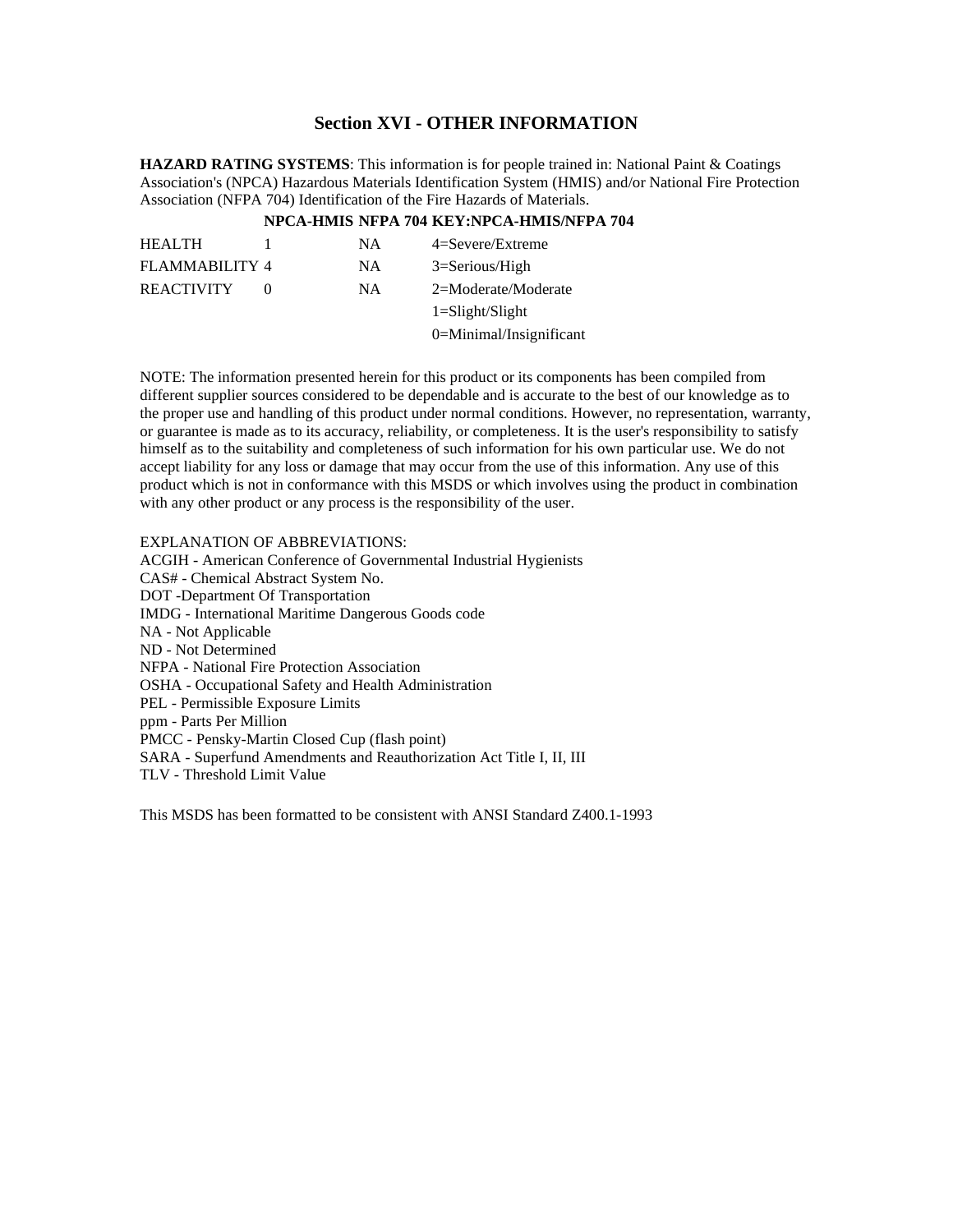## Section XVI - OTHER INFORMATION

**HAZARD RATING SYSTEMS**: This information is for people trained in: National Paint & Coatings Association's (NPCA) Hazardous Materials Identification System (HMIS) and/or National Fire Protection Association (NFPA 704) Identification of the Fire Hazards of Materials.

| | NPCA-HMIS | NFPA 704 | KEY:NPCA-HMIS/NFPA 704 |
|---|---|---|---|
| HEALTH | 1 | NA | 4=Severe/Extreme |
| FLAMMABILITY | 4 | NA | 3=Serious/High |
| REACTIVITY | 0 | NA | 2=Moderate/Moderate |
| | | | 1=Slight/Slight |
| | | | 0=Minimal/Insignificant |

NOTE: The information presented herein for this product or its components has been compiled from different supplier sources considered to be dependable and is accurate to the best of our knowledge as to the proper use and handling of this product under normal conditions. However, no representation, warranty, or guarantee is made as to its accuracy, reliability, or completeness. It is the user's responsibility to satisfy himself as to the suitability and completeness of such information for his own particular use. We do not accept liability for any loss or damage that may occur from the use of this information. Any use of this product which is not in conformance with this MSDS or which involves using the product in combination with any other product or any process is the responsibility of the user.

EXPLANATION OF ABBREVIATIONS:
ACGIH - American Conference of Governmental Industrial Hygienists
CAS# - Chemical Abstract System No.
DOT -Department Of Transportation
IMDG - International Maritime Dangerous Goods code
NA - Not Applicable
ND - Not Determined
NFPA - National Fire Protection Association
OSHA - Occupational Safety and Health Administration
PEL - Permissible Exposure Limits
ppm - Parts Per Million
PMCC - Pensky-Martin Closed Cup (flash point)
SARA - Superfund Amendments and Reauthorization Act Title I, II, III
TLV - Threshold Limit Value

This MSDS has been formatted to be consistent with ANSI Standard Z400.1-1993